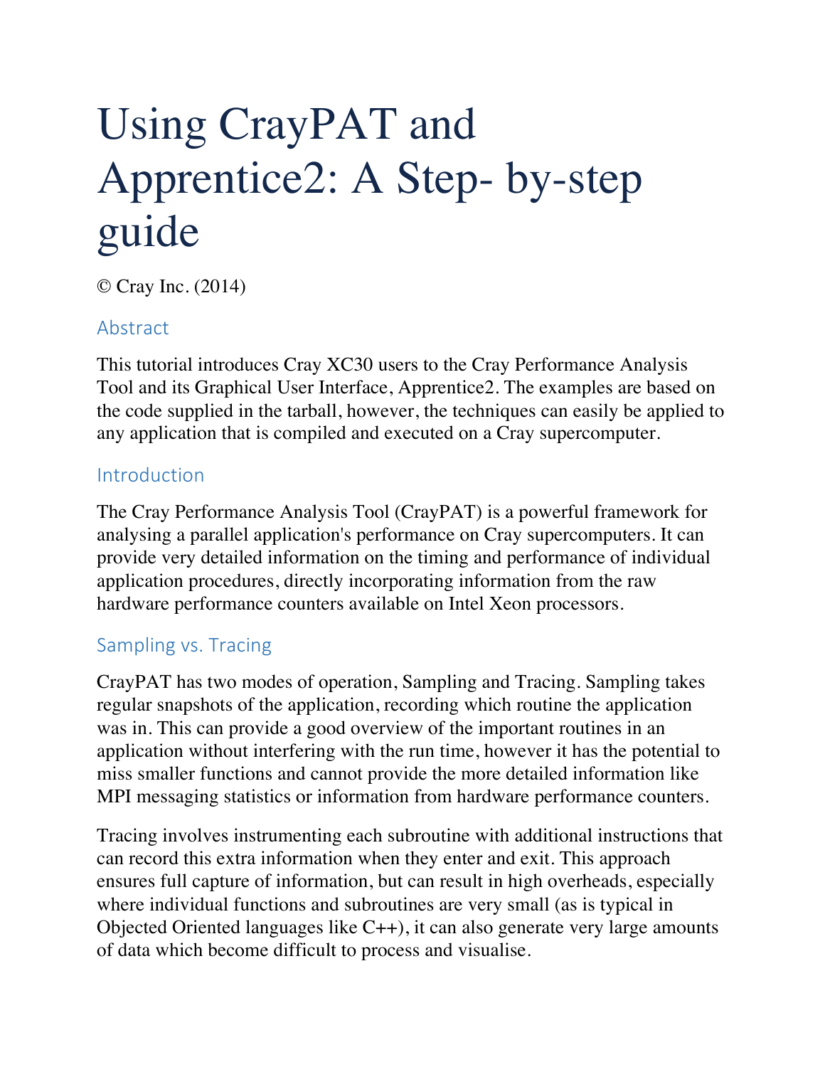# Using CrayPAT and Apprentice2: A Step- by-step guide

© Cray Inc. (2014)

## Abstract

This tutorial introduces Cray XC30 users to the Cray Performance Analysis Tool and its Graphical User Interface, Apprentice2. The examples are based on the code supplied in the tarball, however, the techniques can easily be applied to any application that is compiled and executed on a Cray supercomputer.

## Introduction

The Cray Performance Analysis Tool (CrayPAT) is a powerful framework for analysing a parallel application's performance on Cray supercomputers. It can provide very detailed information on the timing and performance of individual application procedures, directly incorporating information from the raw hardware performance counters available on Intel Xeon processors.

## Sampling vs. Tracing

CrayPAT has two modes of operation, Sampling and Tracing. Sampling takes regular snapshots of the application, recording which routine the application was in. This can provide a good overview of the important routines in an application without interfering with the run time, however it has the potential to miss smaller functions and cannot provide the more detailed information like MPI messaging statistics or information from hardware performance counters.

Tracing involves instrumenting each subroutine with additional instructions that can record this extra information when they enter and exit. This approach ensures full capture of information, but can result in high overheads, especially where individual functions and subroutines are very small (as is typical in Objected Oriented languages like C++), it can also generate very large amounts of data which become difficult to process and visualise.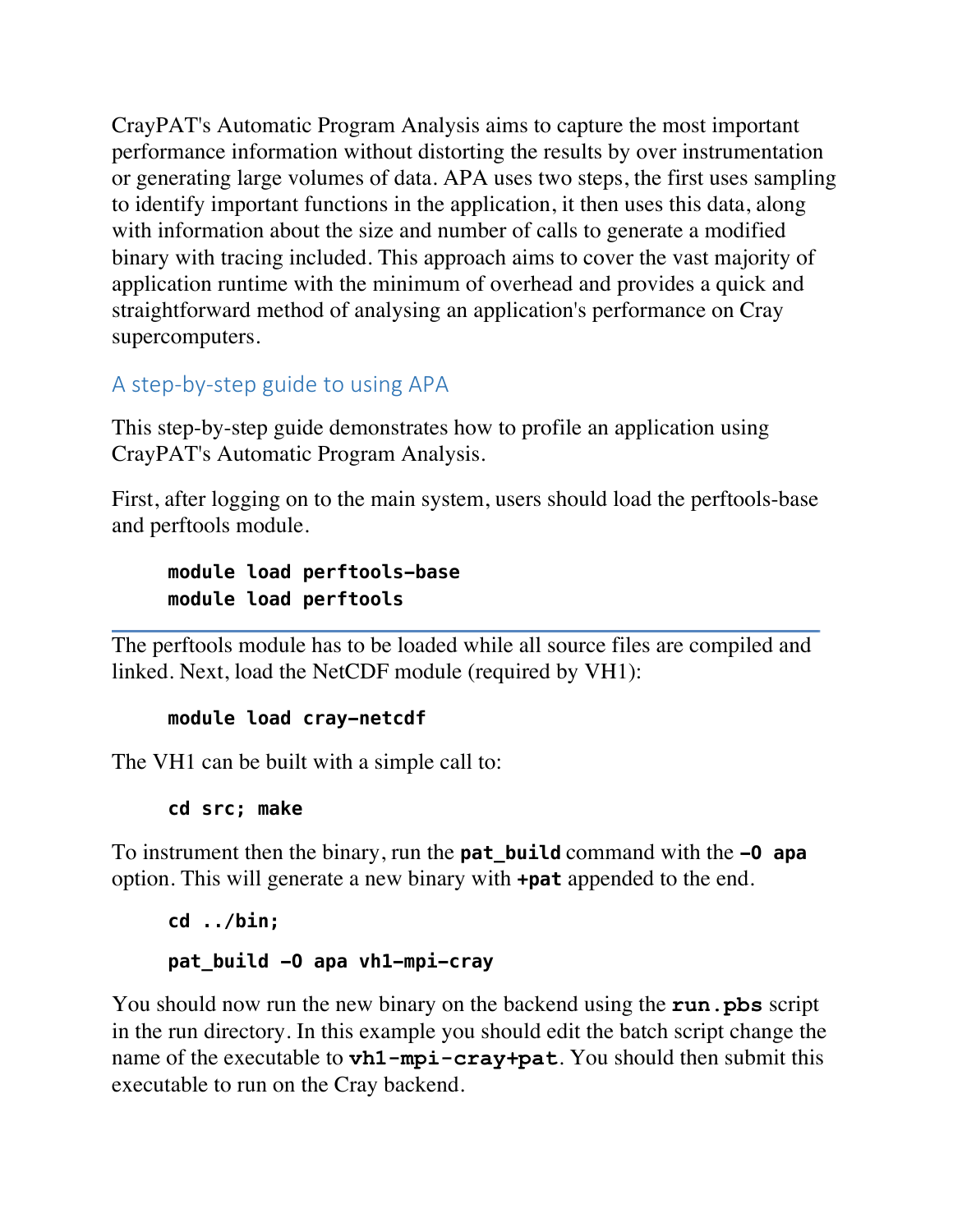CrayPAT's Automatic Program Analysis aims to capture the most important performance information without distorting the results by over instrumentation or generating large volumes of data. APA uses two steps, the first uses sampling to identify important functions in the application, it then uses this data, along with information about the size and number of calls to generate a modified binary with tracing included. This approach aims to cover the vast majority of application runtime with the minimum of overhead and provides a quick and straightforward method of analysing an application's performance on Cray supercomputers.

## A step-by-step guide to using APA

This step-by-step guide demonstrates how to profile an application using CrayPAT's Automatic Program Analysis.

First, after logging on to the main system, users should load the perftools-base and perftools module.

```
module load perftools-base
module load perftools
```

The perftools module has to be loaded while all source files are compiled and linked. Next, load the NetCDF module (required by VH1):

```
module load cray-netcdf
```

The VH1 can be built with a simple call to:

```
cd src; make
```

To instrument then the binary, run the **pat_build** command with the **-O apa** option. This will generate a new binary with **+pat** appended to the end.

```
cd ../bin;
pat_build -O apa vh1-mpi-cray
```

You should now run the new binary on the backend using the **run.pbs** script in the run directory. In this example you should edit the batch script change the name of the executable to **vh1-mpi-cray+pat**. You should then submit this executable to run on the Cray backend.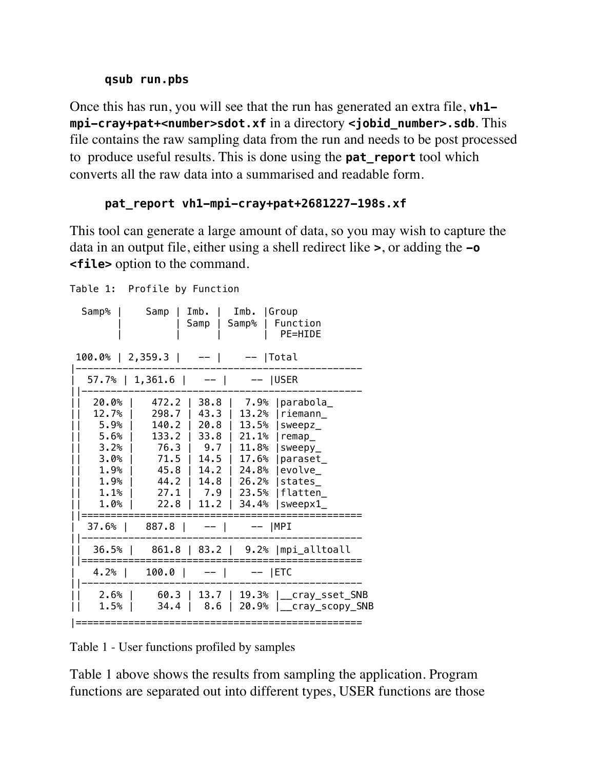```
qsub run.pbs
```

Once this has run, you will see that the run has generated an extra file, **vh1-mpi-cray+pat+<number>sdot.xf** in a directory **<jobid_number>.sdb**. This file contains the raw sampling data from the run and needs to be post processed to produce useful results. This is done using the **pat_report** tool which converts all the raw data into a summarised and readable form.

```
pat_report vh1-mpi-cray+pat+2681227-198s.xf
```

This tool can generate a large amount of data, so you may wish to capture the data in an output file, either using a shell redirect like **>**, or adding the **-o <file>** option to the command.

```
Table 1:  Profile by Function

  Samp% |    Samp | Imb. |  Imb. |Group
        |         | Samp | Samp% | Function
        |         |      |       |  PE=HIDE

 100.0% | 2,359.3 |   -- |    -- |Total
|-----------------------------------------------
|  57.7% | 1,361.6 |   -- |    -- |USER
||----------------------------------------------
||  20.0% |   472.2 | 38.8 |  7.9% |parabola_
||  12.7% |   298.7 | 43.3 | 13.2% |riemann_
||   5.9% |   140.2 | 20.8 | 13.5% |sweepz_
||   5.6% |   133.2 | 33.8 | 21.1% |remap_
||   3.2% |    76.3 |  9.7 | 11.8% |sweepy_
||   3.0% |    71.5 | 14.5 | 17.6% |paraset_
||   1.9% |    45.8 | 14.2 | 24.8% |evolve_
||   1.9% |    44.2 | 14.8 | 26.2% |states_
||   1.1% |    27.1 |  7.9 | 23.5% |flatten_
||   1.0% |    22.8 | 11.2 | 34.4% |sweepx1_
||==============================================
|  37.6% |   887.8 |   -- |    -- |MPI
||----------------------------------------------
||  36.5% |   861.8 | 83.2 |  9.2% |mpi_alltoall
||==============================================
|   4.2% |   100.0 |   -- |    -- |ETC
||----------------------------------------------
||   2.6% |    60.3 | 13.7 | 19.3% |__cray_sset_SNB
||   1.5% |    34.4 |  8.6 | 20.9% |__cray_scopy_SNB
|===============================================
```

Table 1 - User functions profiled by samples

Table 1 above shows the results from sampling the application. Program functions are separated out into different types, USER functions are those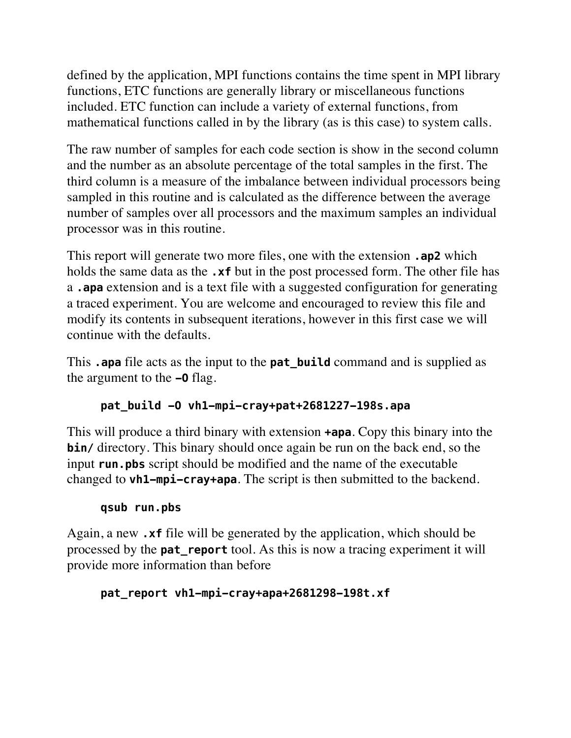defined by the application, MPI functions contains the time spent in MPI library functions, ETC functions are generally library or miscellaneous functions included. ETC function can include a variety of external functions, from mathematical functions called in by the library (as is this case) to system calls.

The raw number of samples for each code section is show in the second column and the number as an absolute percentage of the total samples in the first. The third column is a measure of the imbalance between individual processors being sampled in this routine and is calculated as the difference between the average number of samples over all processors and the maximum samples an individual processor was in this routine.

This report will generate two more files, one with the extension **.ap2** which holds the same data as the **.xf** but in the post processed form. The other file has a **.apa** extension and is a text file with a suggested configuration for generating a traced experiment. You are welcome and encouraged to review this file and modify its contents in subsequent iterations, however in this first case we will continue with the defaults.

This **.apa** file acts as the input to the **pat_build** command and is supplied as the argument to the **–O** flag.

```
pat_build –O vh1–mpi–cray+pat+2681227–198s.apa
```

This will produce a third binary with extension **+apa**. Copy this binary into the **bin/** directory. This binary should once again be run on the back end, so the input **run.pbs** script should be modified and the name of the executable changed to **vh1–mpi–cray+apa**. The script is then submitted to the backend.

```
qsub run.pbs
```

Again, a new **.xf** file will be generated by the application, which should be processed by the **pat_report** tool. As this is now a tracing experiment it will provide more information than before

```
pat_report vh1–mpi–cray+apa+2681298–198t.xf
```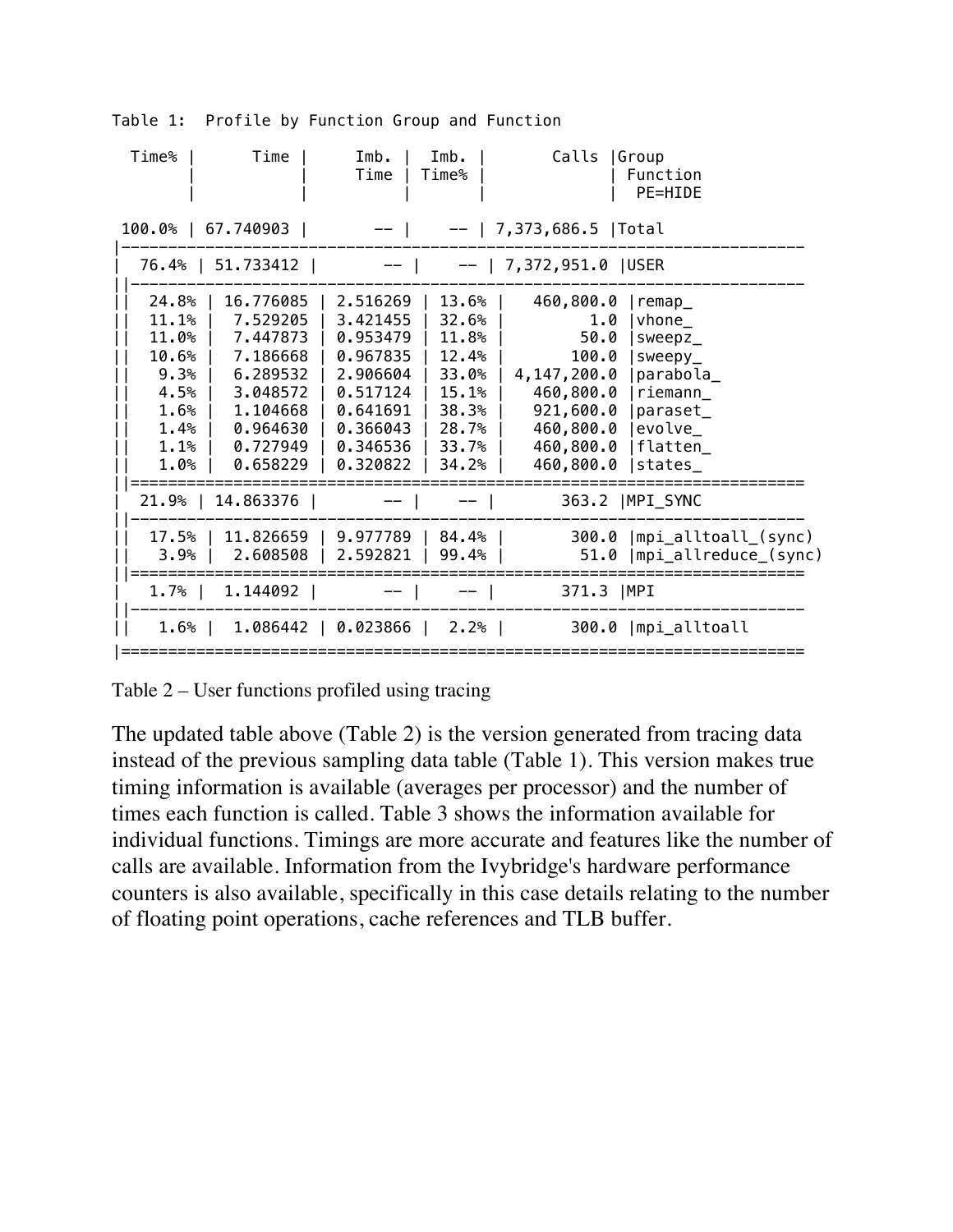Table 1: Profile by Function Group and Function

| Time% | Time | Imb. Time | Imb. Time% | Calls | Group Function PE=HIDE |
|---|---|---|---|---|---|
| 100.0% | 67.740903 | -- | -- | 7,373,686.5 | Total |
| 76.4% | 51.733412 | -- | -- | 7,372,951.0 | USER |
| 24.8% | 16.776085 | 2.516269 | 13.6% | 460,800.0 | remap_ |
| 11.1% | 7.529205 | 3.421455 | 32.6% | 1.0 | vhone_ |
| 11.0% | 7.447873 | 0.953479 | 11.8% | 50.0 | sweepz_ |
| 10.6% | 7.186668 | 0.967835 | 12.4% | 100.0 | sweepy_ |
| 9.3% | 6.289532 | 2.906604 | 33.0% | 4,147,200.0 | parabola_ |
| 4.5% | 3.048572 | 0.517124 | 15.1% | 460,800.0 | riemann_ |
| 1.6% | 1.104668 | 0.641691 | 38.3% | 921,600.0 | paraset_ |
| 1.4% | 0.964630 | 0.366043 | 28.7% | 460,800.0 | evolve_ |
| 1.1% | 0.727949 | 0.346536 | 33.7% | 460,800.0 | flatten_ |
| 1.0% | 0.658229 | 0.320822 | 34.2% | 460,800.0 | states_ |
| 21.9% | 14.863376 | -- | -- | 363.2 | MPI_SYNC |
| 17.5% | 11.826659 | 9.977789 | 84.4% | 300.0 | mpi_alltoall_(sync) |
| 3.9% | 2.608508 | 2.592821 | 99.4% | 51.0 | mpi_allreduce_(sync) |
| 1.7% | 1.144092 | -- | -- | 371.3 | MPI |
| 1.6% | 1.086442 | 0.023866 | 2.2% | 300.0 | mpi_alltoall |

Table 2 – User functions profiled using tracing

The updated table above (Table 2) is the version generated from tracing data instead of the previous sampling data table (Table 1). This version makes true timing information is available (averages per processor) and the number of times each function is called. Table 3 shows the information available for individual functions. Timings are more accurate and features like the number of calls are available. Information from the Ivybridge's hardware performance counters is also available, specifically in this case details relating to the number of floating point operations, cache references and TLB buffer.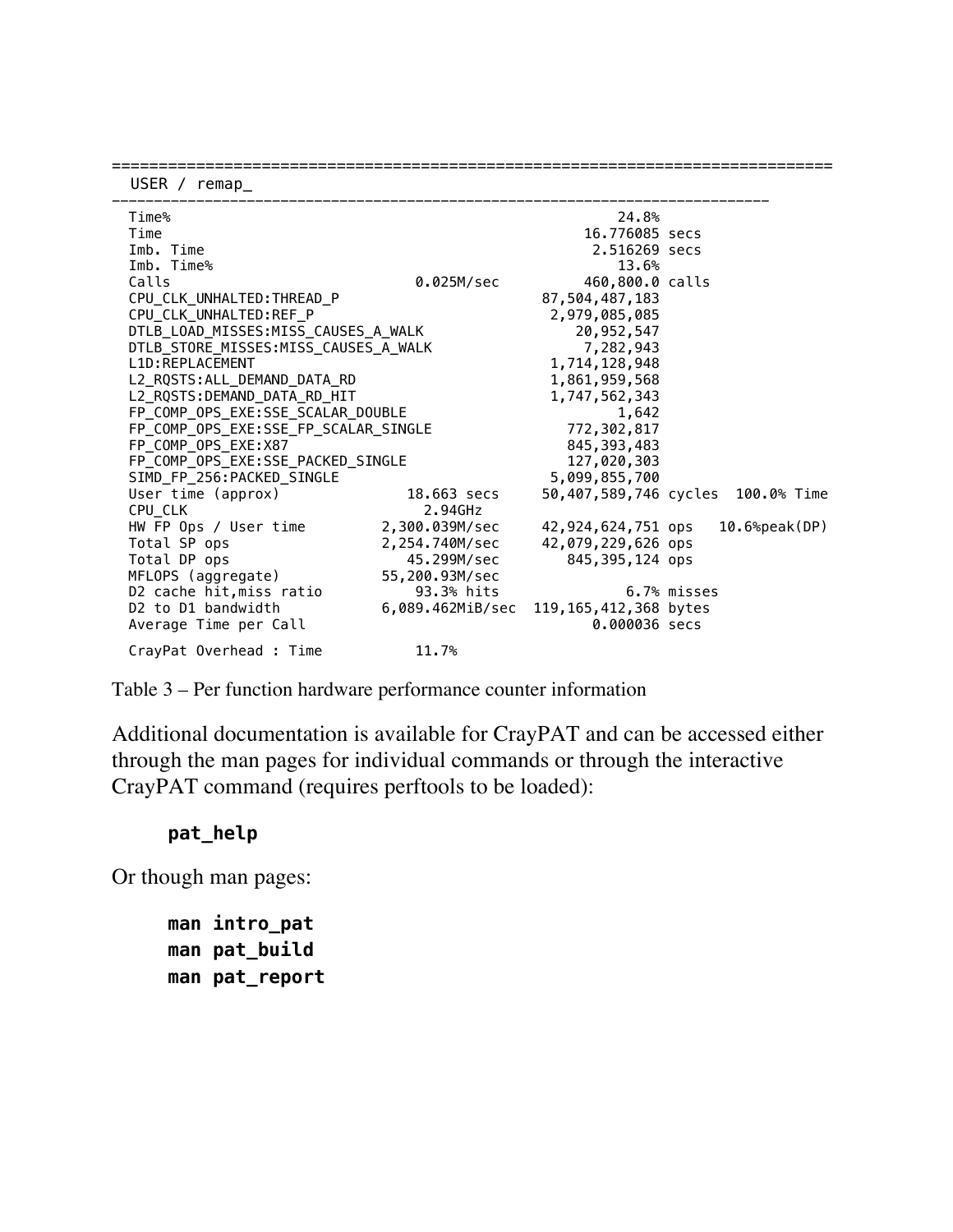```
==============================================================================
  USER / remap_
------------------------------------------------------------------------------
  Time%                                                 24.8%
  Time                                              16.776085 secs
  Imb. Time                                          2.516269 secs
  Imb. Time%                                            13.6%
  Calls                            0.025M/sec        460,800.0 calls
  CPU_CLK_UNHALTED:THREAD_P                       87,504,487,183
  CPU_CLK_UNHALTED:REF_P                           2,979,085,085
  DTLB_LOAD_MISSES:MISS_CAUSES_A_WALK                 20,952,547
  DTLB_STORE_MISSES:MISS_CAUSES_A_WALK                 7,282,943
  L1D:REPLACEMENT                                  1,714,128,948
  L2_RQSTS:ALL_DEMAND_DATA_RD                      1,861,959,568
  L2_RQSTS:DEMAND_DATA_RD_HIT                      1,747,562,343
  FP_COMP_OPS_EXE:SSE_SCALAR_DOUBLE                        1,642
  FP_COMP_OPS_EXE:SSE_FP_SCALAR_SINGLE               772,302,817
  FP_COMP_OPS_EXE:X87                                845,393,483
  FP_COMP_OPS_EXE:SSE_PACKED_SINGLE                  127,020,303
  SIMD_FP_256:PACKED_SINGLE                        5,099,855,700
  User time (approx)              18.663 secs     50,407,589,746 cycles  100.0% Time
  CPU_CLK                           2.94GHz
  HW FP Ops / User time         2,300.039M/sec    42,924,624,751 ops   10.6%peak(DP)
  Total SP ops                  2,254.740M/sec    42,079,229,626 ops
  Total DP ops                     45.299M/sec       845,395,124 ops
  MFLOPS (aggregate)           55,200.93M/sec
  D2 cache hit,miss ratio          93.3% hits                 6.7% misses
  D2 to D1 bandwidth          6,089.462MiB/sec  119,165,412,368 bytes
  Average Time per Call                                0.000036 secs

  CrayPat Overhead : Time          11.7%
```

Table 3 – Per function hardware performance counter information

Additional documentation is available for CrayPAT and can be accessed either through the man pages for individual commands or through the interactive CrayPAT command (requires perftools to be loaded):

```
pat_help
```

Or though man pages:

```
man intro_pat
man pat_build
man pat_report
```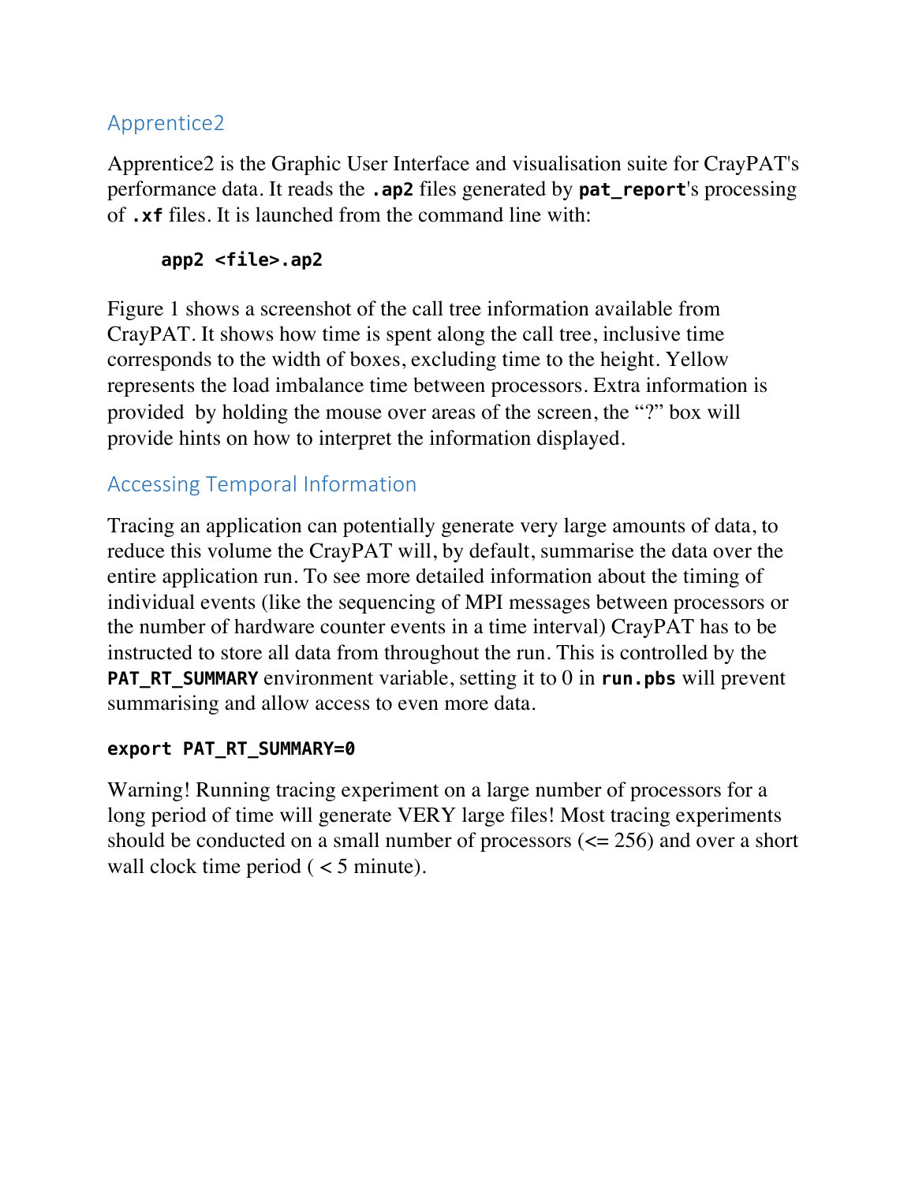## Apprentice2

Apprentice2 is the Graphic User Interface and visualisation suite for CrayPAT's performance data. It reads the **.ap2** files generated by **pat_report**'s processing of **.xf** files. It is launched from the command line with:

```
app2 <file>.ap2
```

Figure 1 shows a screenshot of the call tree information available from CrayPAT. It shows how time is spent along the call tree, inclusive time corresponds to the width of boxes, excluding time to the height. Yellow represents the load imbalance time between processors. Extra information is provided by holding the mouse over areas of the screen, the "?" box will provide hints on how to interpret the information displayed.

## Accessing Temporal Information

Tracing an application can potentially generate very large amounts of data, to reduce this volume the CrayPAT will, by default, summarise the data over the entire application run. To see more detailed information about the timing of individual events (like the sequencing of MPI messages between processors or the number of hardware counter events in a time interval) CrayPAT has to be instructed to store all data from throughout the run. This is controlled by the **PAT_RT_SUMMARY** environment variable, setting it to 0 in **run.pbs** will prevent summarising and allow access to even more data.

```
export PAT_RT_SUMMARY=0
```

Warning! Running tracing experiment on a large number of processors for a long period of time will generate VERY large files! Most tracing experiments should be conducted on a small number of processors (<= 256) and over a short wall clock time period ( < 5 minute).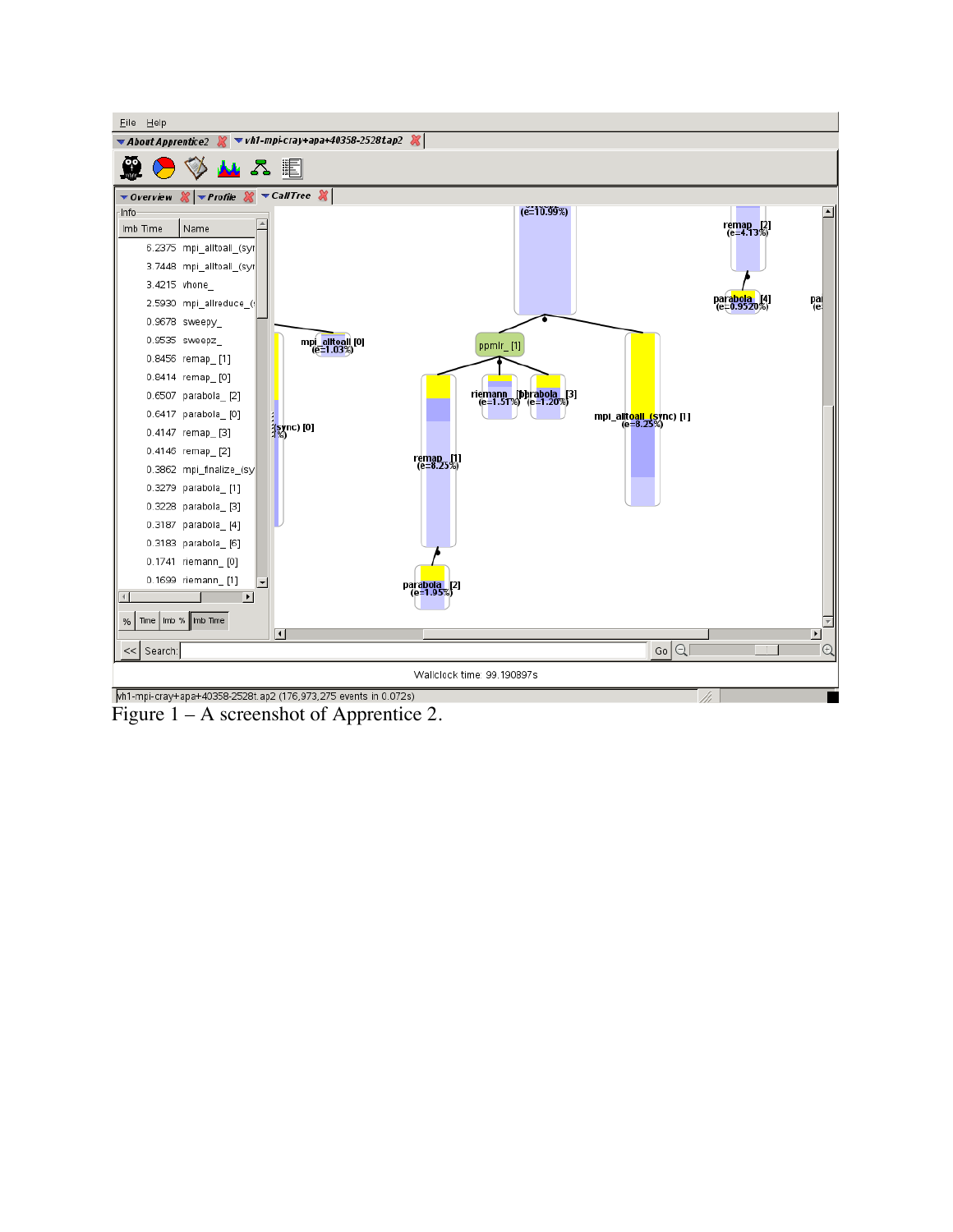Figure 1 – A screenshot of Apprentice 2.